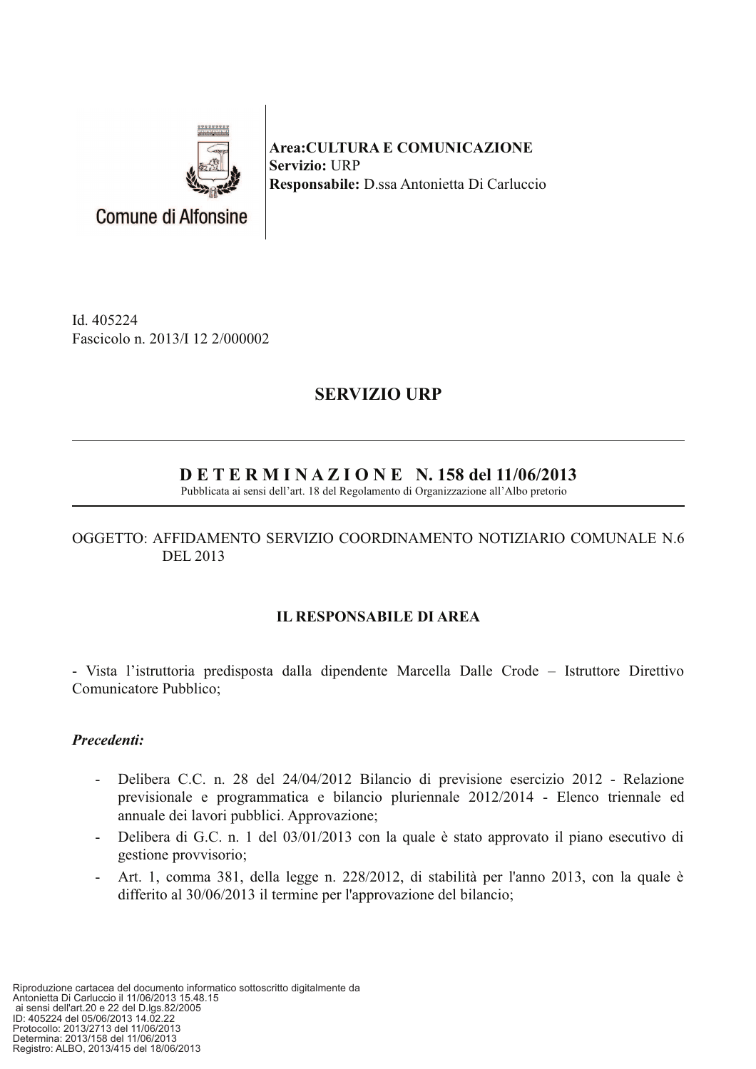Comune di Alfonsine

**Area:CULTURA E COMUNICAZIONE**
**Servizio:** URP
**Responsabile:** D.ssa Antonietta Di Carluccio

Id. 405224
Fascicolo n. 2013/I 12 2/000002

## SERVIZIO URP

## D E T E R M I N A Z I O N E N. 158 del 11/06/2013

Pubblicata ai sensi dell'art. 18 del Regolamento di Organizzazione all'Albo pretorio

OGGETTO: AFFIDAMENTO SERVIZIO COORDINAMENTO NOTIZIARIO COMUNALE N.6 DEL 2013

### IL RESPONSABILE DI AREA

- Vista l'istruttoria predisposta dalla dipendente Marcella Dalle Crode – Istruttore Direttivo Comunicatore Pubblico;

***Precedenti:***

- Delibera C.C. n. 28 del 24/04/2012 Bilancio di previsione esercizio 2012 - Relazione previsionale e programmatica e bilancio pluriennale 2012/2014 - Elenco triennale ed annuale dei lavori pubblici. Approvazione;
- Delibera di G.C. n. 1 del 03/01/2013 con la quale è stato approvato il piano esecutivo di gestione provvisorio;
- Art. 1, comma 381, della legge n. 228/2012, di stabilità per l'anno 2013, con la quale è differito al 30/06/2013 il termine per l'approvazione del bilancio;

Riproduzione cartacea del documento informatico sottoscritto digitalmente da
Antonietta Di Carluccio il 11/06/2013 15.48.15
ai sensi dell'art.20 e 22 del D.lgs.82/2005
ID: 405224 del 05/06/2013 14.02.22
Protocollo: 2013/2713 del 11/06/2013
Determina: 2013/158 del 11/06/2013
Registro: ALBO, 2013/415 del 18/06/2013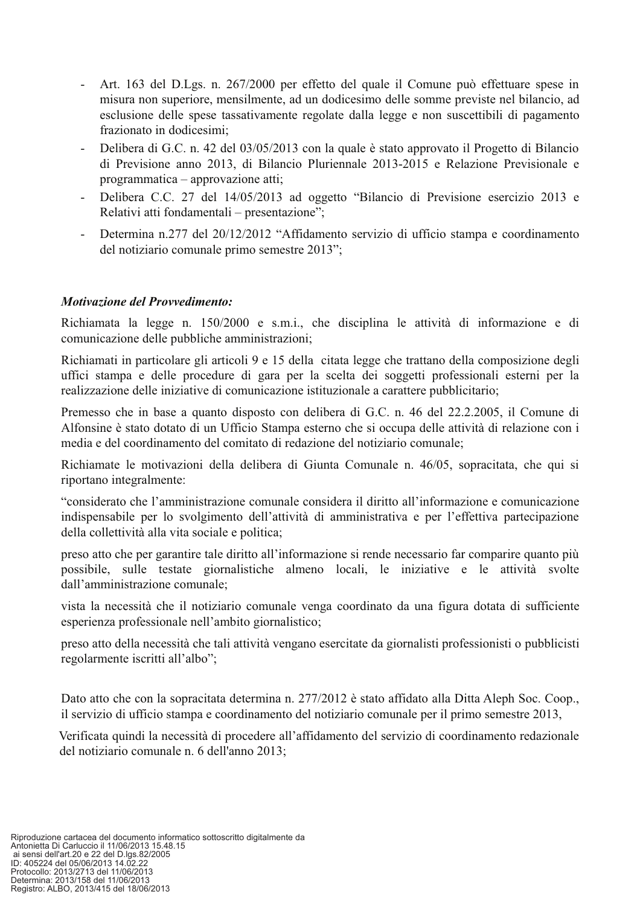- Art. 163 del D.Lgs. n. 267/2000 per effetto del quale il Comune può effettuare spese in misura non superiore, mensilmente, ad un dodicesimo delle somme previste nel bilancio, ad esclusione delle spese tassativamente regolate dalla legge e non suscettibili di pagamento frazionato in dodicesimi;
- Delibera di G.C. n. 42 del 03/05/2013 con la quale è stato approvato il Progetto di Bilancio di Previsione anno 2013, di Bilancio Pluriennale 2013-2015 e Relazione Previsionale e programmatica – approvazione atti;
- Delibera C.C. 27 del 14/05/2013 ad oggetto "Bilancio di Previsione esercizio 2013 e Relativi atti fondamentali – presentazione";
- Determina n.277 del 20/12/2012 "Affidamento servizio di ufficio stampa e coordinamento del notiziario comunale primo semestre 2013";

***Motivazione del Provvedimento:***

Richiamata la legge n. 150/2000 e s.m.i., che disciplina le attività di informazione e di comunicazione delle pubbliche amministrazioni;

Richiamati in particolare gli articoli 9 e 15 della citata legge che trattano della composizione degli uffici stampa e delle procedure di gara per la scelta dei soggetti professionali esterni per la realizzazione delle iniziative di comunicazione istituzionale a carattere pubblicitario;

Premesso che in base a quanto disposto con delibera di G.C. n. 46 del 22.2.2005, il Comune di Alfonsine è stato dotato di un Ufficio Stampa esterno che si occupa delle attività di relazione con i media e del coordinamento del comitato di redazione del notiziario comunale;

Richiamate le motivazioni della delibera di Giunta Comunale n. 46/05, sopracitata, che qui si riportano integralmente:

"considerato che l'amministrazione comunale considera il diritto all'informazione e comunicazione indispensabile per lo svolgimento dell'attività di amministrativa e per l'effettiva partecipazione della collettività alla vita sociale e politica;

preso atto che per garantire tale diritto all'informazione si rende necessario far comparire quanto più possibile, sulle testate giornalistiche almeno locali, le iniziative e le attività svolte dall'amministrazione comunale;

vista la necessità che il notiziario comunale venga coordinato da una figura dotata di sufficiente esperienza professionale nell'ambito giornalistico;

preso atto della necessità che tali attività vengano esercitate da giornalisti professionisti o pubblicisti regolarmente iscritti all'albo";

Dato atto che con la sopracitata determina n. 277/2012 è stato affidato alla Ditta Aleph Soc. Coop., il servizio di ufficio stampa e coordinamento del notiziario comunale per il primo semestre 2013,

Verificata quindi la necessità di procedere all'affidamento del servizio di coordinamento redazionale del notiziario comunale n. 6 dell'anno 2013;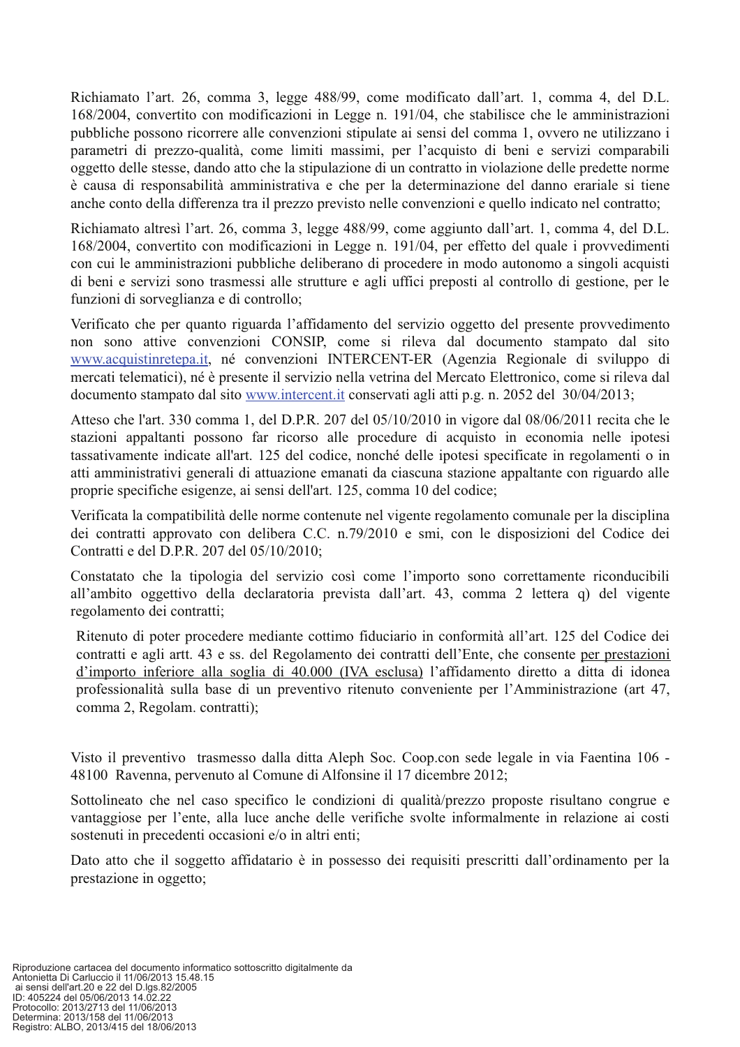Richiamato l’art. 26, comma 3, legge 488/99, come modificato dall’art. 1, comma 4, del D.L. 168/2004, convertito con modificazioni in Legge n. 191/04, che stabilisce che le amministrazioni pubbliche possono ricorrere alle convenzioni stipulate ai sensi del comma 1, ovvero ne utilizzano i parametri di prezzo-qualità, come limiti massimi, per l’acquisto di beni e servizi comparabili oggetto delle stesse, dando atto che la stipulazione di un contratto in violazione delle predette norme è causa di responsabilità amministrativa e che per la determinazione del danno erariale si tiene anche conto della differenza tra il prezzo previsto nelle convenzioni e quello indicato nel contratto;

Richiamato altresì l’art. 26, comma 3, legge 488/99, come aggiunto dall’art. 1, comma 4, del D.L. 168/2004, convertito con modificazioni in Legge n. 191/04, per effetto del quale i provvedimenti con cui le amministrazioni pubbliche deliberano di procedere in modo autonomo a singoli acquisti di beni e servizi sono trasmessi alle strutture e agli uffici preposti al controllo di gestione, per le funzioni di sorveglianza e di controllo;

Verificato che per quanto riguarda l’affidamento del servizio oggetto del presente provvedimento non sono attive convenzioni CONSIP, come si rileva dal documento stampato dal sito www.acquistinretepa.it, né convenzioni INTERCENT-ER (Agenzia Regionale di sviluppo di mercati telematici), né è presente il servizio nella vetrina del Mercato Elettronico, come si rileva dal documento stampato dal sito www.intercent.it conservati agli atti p.g. n. 2052 del 30/04/2013;

Atteso che l'art. 330 comma 1, del D.P.R. 207 del 05/10/2010 in vigore dal 08/06/2011 recita che le stazioni appaltanti possono far ricorso alle procedure di acquisto in economia nelle ipotesi tassativamente indicate all'art. 125 del codice, nonché delle ipotesi specificate in regolamenti o in atti amministrativi generali di attuazione emanati da ciascuna stazione appaltante con riguardo alle proprie specifiche esigenze, ai sensi dell'art. 125, comma 10 del codice;

Verificata la compatibilità delle norme contenute nel vigente regolamento comunale per la disciplina dei contratti approvato con delibera C.C. n.79/2010 e smi, con le disposizioni del Codice dei Contratti e del D.P.R. 207 del 05/10/2010;

Constatato che la tipologia del servizio così come l’importo sono correttamente riconducibili all’ambito oggettivo della declaratoria prevista dall’art. 43, comma 2 lettera q) del vigente regolamento dei contratti;

Ritenuto di poter procedere mediante cottimo fiduciario in conformità all’art. 125 del Codice dei contratti e agli artt. 43 e ss. del Regolamento dei contratti dell’Ente, che consente per prestazioni d’importo inferiore alla soglia di 40.000 (IVA esclusa) l’affidamento diretto a ditta di idonea professionalità sulla base di un preventivo ritenuto conveniente per l’Amministrazione (art 47, comma 2, Regolam. contratti);

Visto il preventivo trasmesso dalla ditta Aleph Soc. Coop.con sede legale in via Faentina 106 - 48100 Ravenna, pervenuto al Comune di Alfonsine il 17 dicembre 2012;

Sottolineato che nel caso specifico le condizioni di qualità/prezzo proposte risultano congrue e vantaggiose per l’ente, alla luce anche delle verifiche svolte informalmente in relazione ai costi sostenuti in precedenti occasioni e/o in altri enti;

Dato atto che il soggetto affidatario è in possesso dei requisiti prescritti dall’ordinamento per la prestazione in oggetto;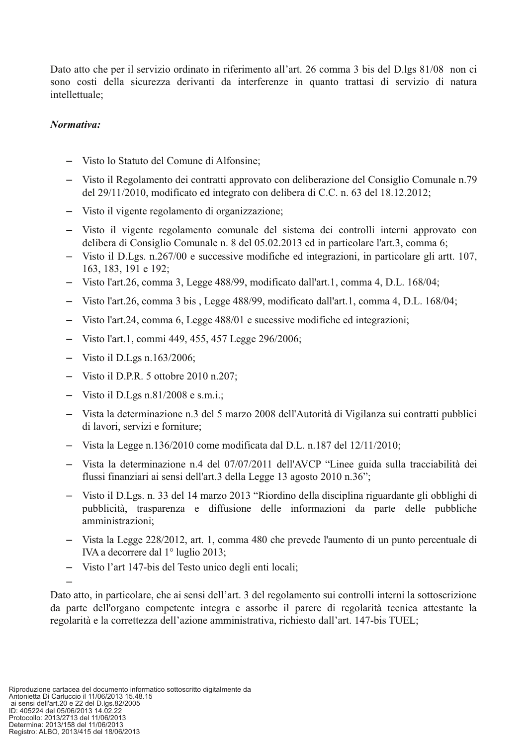Dato atto che per il servizio ordinato in riferimento all'art. 26 comma 3 bis del D.lgs 81/08 non ci sono costi della sicurezza derivanti da interferenze in quanto trattasi di servizio di natura intellettuale;

***Normativa:***

- Visto lo Statuto del Comune di Alfonsine;
- Visto il Regolamento dei contratti approvato con deliberazione del Consiglio Comunale n.79 del 29/11/2010, modificato ed integrato con delibera di C.C. n. 63 del 18.12.2012;
- Visto il vigente regolamento di organizzazione;
- Visto il vigente regolamento comunale del sistema dei controlli interni approvato con delibera di Consiglio Comunale n. 8 del 05.02.2013 ed in particolare l'art.3, comma 6;
- Visto il D.Lgs. n.267/00 e successive modifiche ed integrazioni, in particolare gli artt. 107, 163, 183, 191 e 192;
- Visto l'art.26, comma 3, Legge 488/99, modificato dall'art.1, comma 4, D.L. 168/04;
- Visto l'art.26, comma 3 bis , Legge 488/99, modificato dall'art.1, comma 4, D.L. 168/04;
- Visto l'art.24, comma 6, Legge 488/01 e sucessive modifiche ed integrazioni;
- Visto l'art.1, commi 449, 455, 457 Legge 296/2006;
- Visto il D.Lgs n.163/2006;
- Visto il D.P.R. 5 ottobre 2010 n.207;
- Visto il D.Lgs n.81/2008 e s.m.i.;
- Vista la determinazione n.3 del 5 marzo 2008 dell'Autorità di Vigilanza sui contratti pubblici di lavori, servizi e forniture;
- Vista la Legge n.136/2010 come modificata dal D.L. n.187 del 12/11/2010;
- Vista la determinazione n.4 del 07/07/2011 dell'AVCP "Linee guida sulla tracciabilità dei flussi finanziari ai sensi dell'art.3 della Legge 13 agosto 2010 n.36";
- Visto il D.Lgs. n. 33 del 14 marzo 2013 "Riordino della disciplina riguardante gli obblighi di pubblicità, trasparenza e diffusione delle informazioni da parte delle pubbliche amministrazioni;
- Vista la Legge 228/2012, art. 1, comma 480 che prevede l'aumento di un punto percentuale di IVA a decorrere dal 1° luglio 2013;
- Visto l'art 147-bis del Testo unico degli enti locali;
-

Dato atto, in particolare, che ai sensi dell'art. 3 del regolamento sui controlli interni la sottoscrizione da parte dell'organo competente integra e assorbe il parere di regolarità tecnica attestante la regolarità e la correttezza dell'azione amministrativa, richiesto dall'art. 147-bis TUEL;

Riproduzione cartacea del documento informatico sottoscritto digitalmente da Antonietta Di Carluccio il 11/06/2013 15.48.15 ai sensi dell'art.20 e 22 del D.lgs.82/2005
ID: 405224 del 05/06/2013 14.02.22
Protocollo: 2013/2713 del 11/06/2013
Determina: 2013/158 del 11/06/2013
Registro: ALBO, 2013/415 del 18/06/2013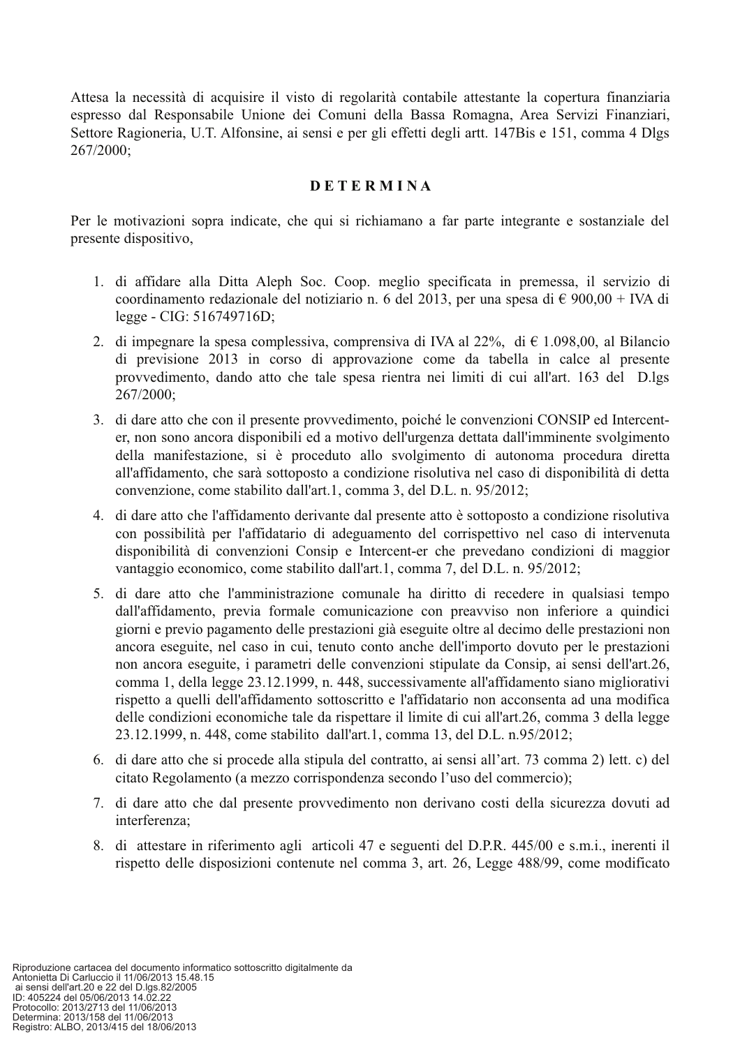Attesa la necessità di acquisire il visto di regolarità contabile attestante la copertura finanziaria espresso dal Responsabile Unione dei Comuni della Bassa Romagna, Area Servizi Finanziari, Settore Ragioneria, U.T. Alfonsine, ai sensi e per gli effetti degli artt. 147Bis e 151, comma 4 Dlgs 267/2000;

**D E T E R M I N A**

Per le motivazioni sopra indicate, che qui si richiamano a far parte integrante e sostanziale del presente dispositivo,

1. di affidare alla Ditta Aleph Soc. Coop. meglio specificata in premessa, il servizio di coordinamento redazionale del notiziario n. 6 del 2013, per una spesa di € 900,00 + IVA di legge - CIG: 516749716D;
2. di impegnare la spesa complessiva, comprensiva di IVA al 22%, di € 1.098,00, al Bilancio di previsione 2013 in corso di approvazione come da tabella in calce al presente provvedimento, dando atto che tale spesa rientra nei limiti di cui all'art. 163 del D.lgs 267/2000;
3. di dare atto che con il presente provvedimento, poiché le convenzioni CONSIP ed Intercent-er, non sono ancora disponibili ed a motivo dell'urgenza dettata dall'imminente svolgimento della manifestazione, si è proceduto allo svolgimento di autonoma procedura diretta all'affidamento, che sarà sottoposto a condizione risolutiva nel caso di disponibilità di detta convenzione, come stabilito dall'art.1, comma 3, del D.L. n. 95/2012;
4. di dare atto che l'affidamento derivante dal presente atto è sottoposto a condizione risolutiva con possibilità per l'affidatario di adeguamento del corrispettivo nel caso di intervenuta disponibilità di convenzioni Consip e Intercent-er che prevedano condizioni di maggior vantaggio economico, come stabilito dall'art.1, comma 7, del D.L. n. 95/2012;
5. di dare atto che l'amministrazione comunale ha diritto di recedere in qualsiasi tempo dall'affidamento, previa formale comunicazione con preavviso non inferiore a quindici giorni e previo pagamento delle prestazioni già eseguite oltre al decimo delle prestazioni non ancora eseguite, nel caso in cui, tenuto conto anche dell'importo dovuto per le prestazioni non ancora eseguite, i parametri delle convenzioni stipulate da Consip, ai sensi dell'art.26, comma 1, della legge 23.12.1999, n. 448, successivamente all'affidamento siano migliorativi rispetto a quelli dell'affidamento sottoscritto e l'affidatario non acconsenta ad una modifica delle condizioni economiche tale da rispettare il limite di cui all'art.26, comma 3 della legge 23.12.1999, n. 448, come stabilito dall'art.1, comma 13, del D.L. n.95/2012;
6. di dare atto che si procede alla stipula del contratto, ai sensi all'art. 73 comma 2) lett. c) del citato Regolamento (a mezzo corrispondenza secondo l'uso del commercio);
7. di dare atto che dal presente provvedimento non derivano costi della sicurezza dovuti ad interferenza;
8. di attestare in riferimento agli articoli 47 e seguenti del D.P.R. 445/00 e s.m.i., inerenti il rispetto delle disposizioni contenute nel comma 3, art. 26, Legge 488/99, come modificato

Riproduzione cartacea del documento informatico sottoscritto digitalmente da Antonietta Di Carluccio il 11/06/2013 15.48.15 ai sensi dell'art.20 e 22 del D.lgs.82/2005
ID: 405224 del 05/06/2013 14.02.22
Protocollo: 2013/2713 del 11/06/2013
Determina: 2013/158 del 11/06/2013
Registro: ALBO, 2013/415 del 18/06/2013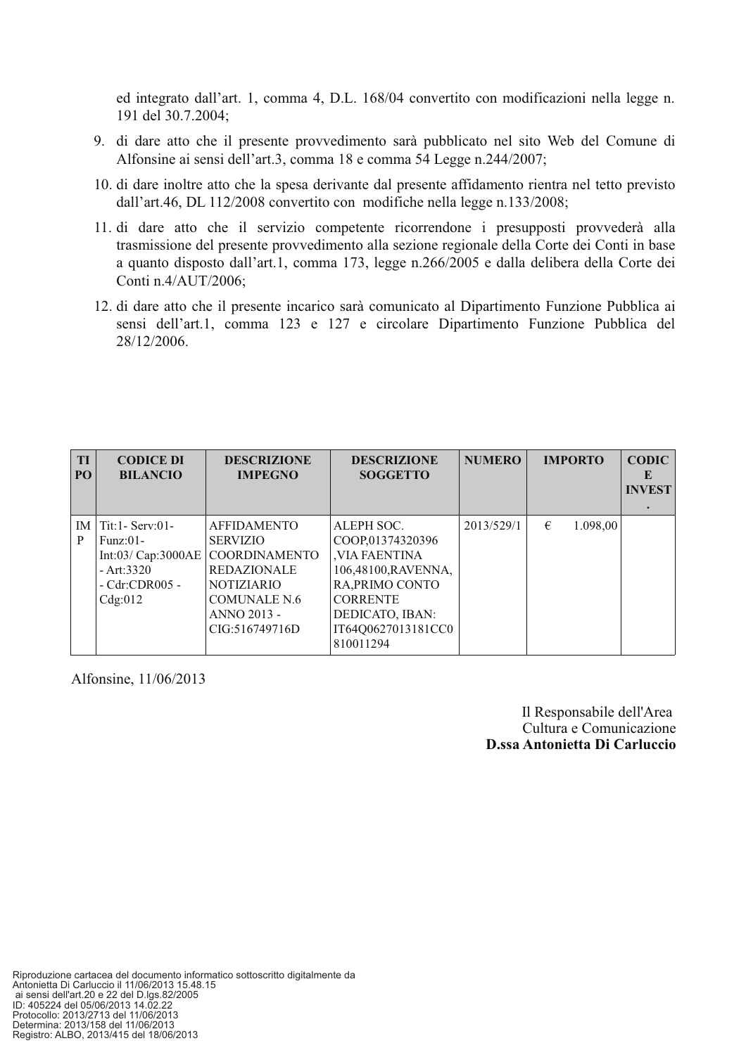ed integrato dall'art. 1, comma 4, D.L. 168/04 convertito con modificazioni nella legge n. 191 del 30.7.2004;

9. di dare atto che il presente provvedimento sarà pubblicato nel sito Web del Comune di Alfonsine ai sensi dell'art.3, comma 18 e comma 54 Legge n.244/2007;
10. di dare inoltre atto che la spesa derivante dal presente affidamento rientra nel tetto previsto dall'art.46, DL 112/2008 convertito con modifiche nella legge n.133/2008;
11. di dare atto che il servizio competente ricorrendone i presupposti provvederà alla trasmissione del presente provvedimento alla sezione regionale della Corte dei Conti in base a quanto disposto dall'art.1, comma 173, legge n.266/2005 e dalla delibera della Corte dei Conti n.4/AUT/2006;
12. di dare atto che il presente incarico sarà comunicato al Dipartimento Funzione Pubblica ai sensi dell'art.1, comma 123 e 127 e circolare Dipartimento Funzione Pubblica del 28/12/2006.

| TIPO | CODICE DI BILANCIO | DESCRIZIONE IMPEGNO | DESCRIZIONE SOGGETTO | NUMERO | IMPORTO | CODICE INVEST. |
|---|---|---|---|---|---|---|
| IMP | Tit:1- Serv:01- Funz:01- Int:03/ Cap:3000AE - Art:3320 - Cdr:CDR005 - Cdg:012 | AFFIDAMENTO SERVIZIO COORDINAMENTO REDAZIONALE NOTIZIARIO COMUNALE N.6 ANNO 2013 - CIG:516749716D | ALEPH SOC. COOP,01374320396 ,VIA FAENTINA 106,48100,RAVENNA, RA,PRIMO CONTO CORRENTE DEDICATO, IBAN: IT64Q0627013181CC0810011294 | 2013/529/1 | € 1.098,00 | |

Alfonsine, 11/06/2013

Il Responsabile dell'Area
Cultura e Comunicazione
**D.ssa Antonietta Di Carluccio**

Riproduzione cartacea del documento informatico sottoscritto digitalmente da Antonietta Di Carluccio il 11/06/2013 15.48.15 ai sensi dell'art.20 e 22 del D.lgs.82/2005
ID: 405224 del 05/06/2013 14.02.22
Protocollo: 2013/2713 del 11/06/2013
Determina: 2013/158 del 11/06/2013
Registro: ALBO, 2013/415 del 18/06/2013